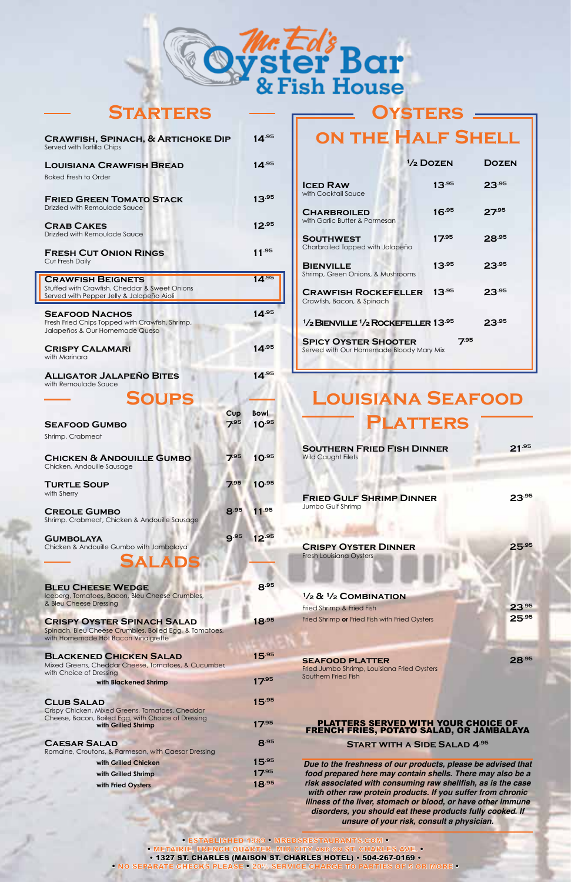# Mr. Ed's Oyster Bar & Fish House

## Starters

| Item | Price |
|---|---|
| **Crawfish, Spinach, & Artichoke Dip**<br>Served with Tortilla Chips | 14.95 |
| **Louisiana Crawfish Bread**<br>Baked Fresh to Order | 14.95 |
| **Fried Green Tomato Stack**<br>Drizzled with Remoulade Sauce | 13.95 |
| **Crab Cakes**<br>Drizzled with Remoulade Sauce | 12.95 |
| **Fresh Cut Onion Rings**<br>Cut Fresh Daily | 11.95 |
| **Crawfish Beignets**<br>Stuffed with Crawfish, Cheddar & Sweet Onions<br>Served with Pepper Jelly & Jalapeño Aioli | 14.95 |
| **Seafood Nachos**<br>Fresh Fried Chips Topped with Crawfish, Shrimp, Jalapeños & Our Homemade Queso | 14.95 |
| **Crispy Calamari**<br>with Marinara | 14.95 |
| **Alligator Jalapeño Bites**<br>with Remoulade Sauce | 14.95 |

## Soups

| Item | Cup | Bowl |
|---|---|---|
| **Seafood Gumbo**<br>Shrimp, Crabmeat | 7.95 | 10.95 |
| **Chicken & Andouille Gumbo**<br>Chicken, Andouille Sausage | 7.95 | 10.95 |
| **Turtle Soup**<br>with Sherry | 7.95 | 10.95 |
| **Creole Gumbo**<br>Shrimp, Crabmeat, Chicken & Andouille Sausage | 8.95 | 11.95 |
| **Gumbolaya**<br>Chicken & Andouille Gumbo with Jambalaya | 9.95 | 12.95 |

## Salads

| Item | Price |
|---|---|
| **Bleu Cheese Wedge**<br>Iceberg, Tomatoes, Bacon, Bleu Cheese Crumbles, & Bleu Cheese Dressing | 8.95 |
| **Crispy Oyster Spinach Salad**<br>Spinach, Bleu Cheese Crumbles, Boiled Egg, & Tomatoes, with Homemade Hot Bacon Vinaigrette | 18.95 |
| **Blackened Chicken Salad**<br>Mixed Greens, Cheddar Cheese, Tomatoes, & Cucumber, with Choice of Dressing | 15.95 |
| with Blackened Shrimp | 17.95 |
| **Club Salad**<br>Crispy Chicken, Mixed Greens, Tomatoes, Cheddar Cheese, Bacon, Boiled Egg, with Choice of Dressing | 15.95 |
| with Grilled Shrimp | 17.95 |
| **Caesar Salad**<br>Romaine, Croutons, & Parmesan, with Caesar Dressing | 8.95 |
| with Grilled Chicken | 15.95 |
| with Grilled Shrimp | 17.95 |
| with Fried Oysters | 18.95 |

## Oysters on the Half Shell

| Item | ½ Dozen | Dozen |
|---|---|---|
| **Iced Raw**<br>with Cocktail Sauce | 13.95 | 23.95 |
| **Charbroiled**<br>with Garlic Butter & Parmesan | 16.95 | 27.95 |
| **Southwest**<br>Charbroiled Topped with Jalapeño | 17.95 | 28.95 |
| **Bienville**<br>Shrimp, Green Onions, & Mushrooms | 13.95 | 23.95 |
| **Crawfish Rockefeller**<br>Crawfish, Bacon, & Spinach | 13.95 | 23.95 |
| **½ Bienville ½ Rockefeller** | 13.95 | 23.95 |
| **Spicy Oyster Shooter**<br>Served with Our Homemade Bloody Mary Mix | 7.95 | |

## Louisiana Seafood Platters

| Item | Price |
|---|---|
| **Southern Fried Fish Dinner**<br>Wild Caught Filets | 21.95 |
| **Fried Gulf Shrimp Dinner**<br>Jumbo Gulf Shrimp | 23.95 |
| **Crispy Oyster Dinner**<br>Fresh Louisiana Oysters | 25.95 |
| **½ & ½ Combination**<br>Fried Shrimp & Fried Fish | 23.95 |
| Fried Shrimp **or** Fried Fish with Fried Oysters | 25.95 |
| **Seafood Platter**<br>Fried Jumbo Shrimp, Louisiana Fried Oysters, Southern Fried Fish | 28.95 |

**PLATTERS SERVED WITH YOUR CHOICE OF FRENCH FRIES, POTATO SALAD, OR JAMBALAYA**

**Start with a Side Salad 4.95**

***Due to the freshness of our products, please be advised that food prepared here may contain shells. There may also be a risk associated with consuming raw shellfish, as is the case with other raw protein products. If you suffer from chronic illness of the liver, stomach or blood, or have other immune disorders, you should eat these products fully cooked. If unsure of your risk, consult a physician.***

• ESTABLISHED 1989 • MREDSRESTAURANTS.COM •
• METAIRIE, FRENCH QUARTER, MID CITY AND ON ST. CHARLES AVE. •
• 1327 ST. CHARLES (MAISON ST. CHARLES HOTEL) • 504-267-0169 •
• NO SEPARATE CHECKS PLEASE • 20% SERVICE CHARGE TO PARTIES OF 5 OR MORE •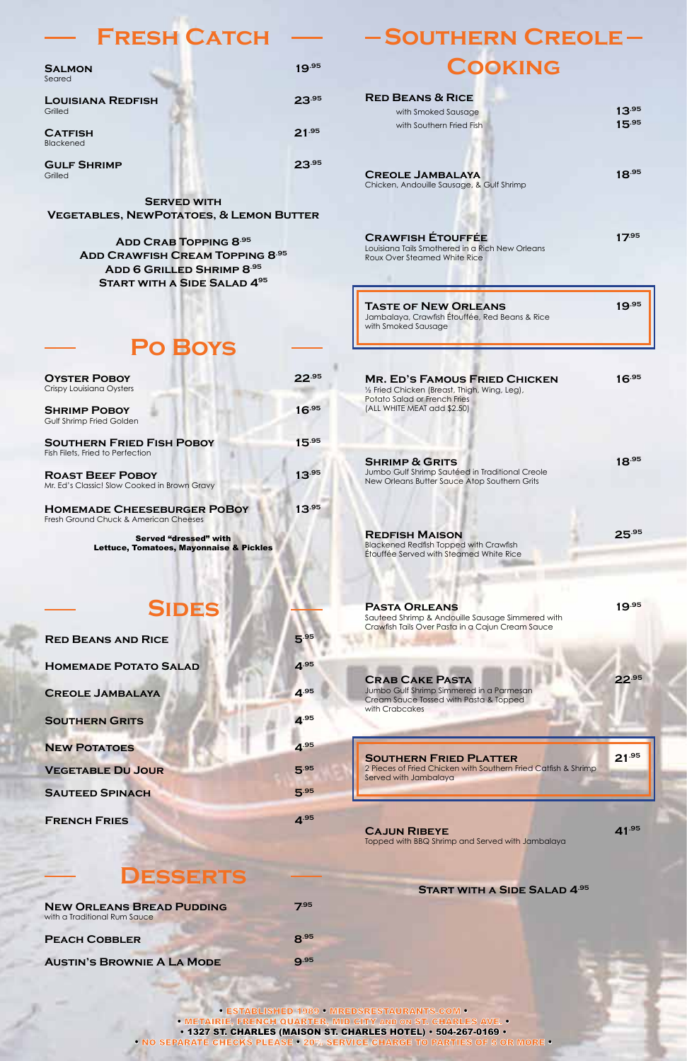## Fresh Catch

| | |
|---|---|
| **Salmon** Seared | 19.95 |
| **Louisiana Redfish** Grilled | 23.95 |
| **Catfish** Blackened | 21.95 |
| **Gulf Shrimp** Grilled | 23.95 |

**Served with Vegetables, NewPotatoes, & Lemon Butter**

**Add Crab Topping 8.95**
**Add Crawfish Cream Topping 8.95**
**Add 6 Grilled Shrimp 8.95**
**Start with a Side Salad 4.95**

## Po Boys

| | |
|---|---|
| **Oyster Poboy** Crispy Louisiana Oysters | 22.95 |
| **Shrimp Poboy** Gulf Shrimp Fried Golden | 16.95 |
| **Southern Fried Fish Poboy** Fish Filets, Fried to Perfection | 15.95 |
| **Roast Beef Poboy** Mr. Ed's Classic! Slow Cooked in Brown Gravy | 13.95 |
| **Homemade Cheeseburger PoBoy** Fresh Ground Chuck & American Cheeses | 13.95 |

**Served "dressed" with Lettuce, Tomatoes, Mayonnaise & Pickles**

## Sides

| | |
|---|---|
| **Red Beans and Rice** | 5.95 |
| **Homemade Potato Salad** | 4.95 |
| **Creole Jambalaya** | 4.95 |
| **Southern Grits** | 4.95 |
| **New Potatoes** | 4.95 |
| **Vegetable du Jour** | 5.95 |
| **Sauteed Spinach** | 5.95 |
| **French Fries** | 4.95 |

## Desserts

| | |
|---|---|
| **New Orleans Bread Pudding** with a Traditional Rum Sauce | 7.95 |
| **Peach Cobbler** | 8.95 |
| **Austin's Brownie a la Mode** | 9.95 |

## Southern Creole Cooking

| | |
|---|---|
| **Red Beans & Rice** | |
| with Smoked Sausage | 13.95 |
| with Southern Fried Fish | 15.95 |
| **Creole Jambalaya** Chicken, Andouille Sausage, & Gulf Shrimp | 18.95 |
| **Crawfish Étouffée** Louisiana Tails Smothered in a Rich New Orleans Roux Over Steamed White Rice | 17.95 |
| **Taste of New Orleans** Jambalaya, Crawfish Étouffée, Red Beans & Rice with Smoked Sausage | 19.95 |
| **Mr. Ed's Famous Fried Chicken** ½ Fried Chicken (Breast, Thigh, Wing, Leg), Potato Salad or French Fries (ALL WHITE MEAT add $2.50) | 16.95 |
| **Shrimp & Grits** Jumbo Gulf Shrimp Sautéed in Traditional Creole New Orleans Butter Sauce Atop Southern Grits | 18.95 |
| **Redfish Maison** Blackened Redfish Topped with Crawfish Étouffée Served with Steamed White Rice | 25.95 |
| **Pasta Orleans** Sauteed Shrimp & Andouille Sausage Simmered with Crawfish Tails Over Pasta in a Cajun Cream Sauce | 19.95 |
| **Crab Cake Pasta** Jumbo Gulf Shrimp Simmered in a Parmesan Cream Sauce Tossed with Pasta & Topped with Crabcakes | 22.95 |
| **Southern Fried Platter** 2 Pieces of Fried Chicken with Southern Fried Catfish & Shrimp Served with Jambalaya | 21.95 |
| **Cajun Ribeye** Topped with BBQ Shrimp and Served with Jambalaya | 41.95 |

**Start with a Side Salad 4.95**

• ESTABLISHED 1989 • MREDSRESTAURANTS.COM •
• METAIRIE, FRENCH QUARTER, MID CITY AND ON ST. CHARLES AVE. •
• 1327 ST. CHARLES (MAISON ST. CHARLES HOTEL) • 504-267-0169 •
• NO SEPARATE CHECKS PLEASE • 20% SERVICE CHARGE TO PARTIES OF 5 OR MORE •